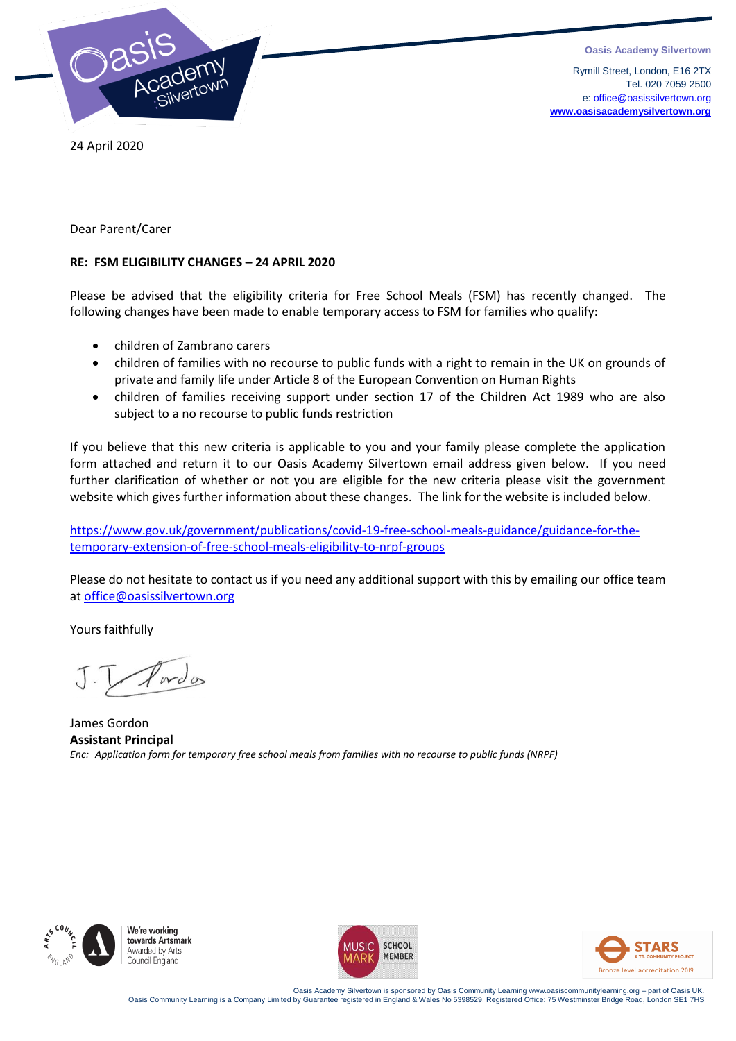**Oasis Academy Silvertown**

Rymill Street, London, E16 2TX
Tel. 020 7059 2500
e: office@oasissilvertown.org
www.oasisacademysilvertown.org

24 April 2020

Dear Parent/Carer

**RE: FSM ELIGIBILITY CHANGES – 24 APRIL 2020**

Please be advised that the eligibility criteria for Free School Meals (FSM) has recently changed. The following changes have been made to enable temporary access to FSM for families who qualify:

- children of Zambrano carers
- children of families with no recourse to public funds with a right to remain in the UK on grounds of private and family life under Article 8 of the European Convention on Human Rights
- children of families receiving support under section 17 of the Children Act 1989 who are also subject to a no recourse to public funds restriction

If you believe that this new criteria is applicable to you and your family please complete the application form attached and return it to our Oasis Academy Silvertown email address given below. If you need further clarification of whether or not you are eligible for the new criteria please visit the government website which gives further information about these changes. The link for the website is included below.

https://www.gov.uk/government/publications/covid-19-free-school-meals-guidance/guidance-for-the-temporary-extension-of-free-school-meals-eligibility-to-nrpf-groups

Please do not hesitate to contact us if you need any additional support with this by emailing our office team at office@oasissilvertown.org

Yours faithfully

James Gordon
**Assistant Principal**
*Enc: Application form for temporary free school meals from families with no recourse to public funds (NRPF)*

Oasis Academy Silvertown is sponsored by Oasis Community Learning www.oasiscommunitylearning.org – part of Oasis UK.
Oasis Community Learning is a Company Limited by Guarantee registered in England & Wales No 5398529. Registered Office: 75 Westminster Bridge Road, London SE1 7HS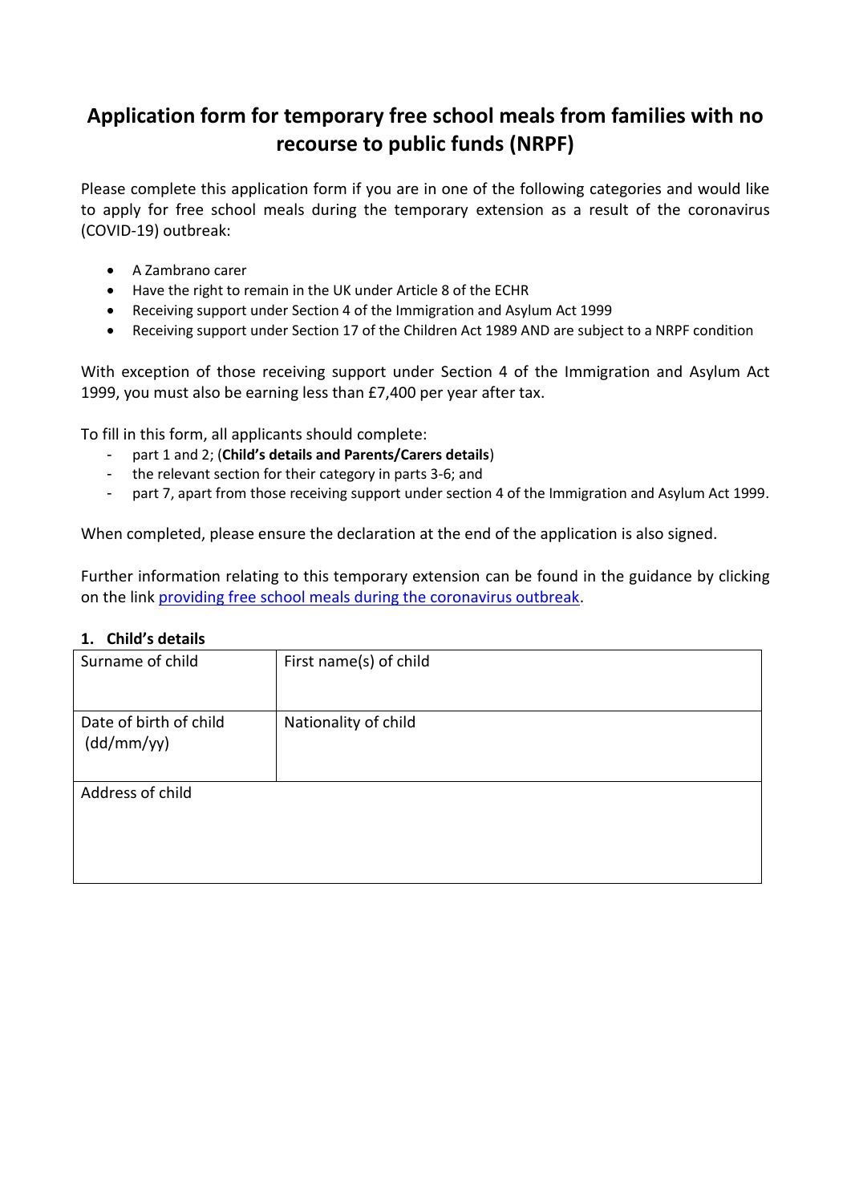# Application form for temporary free school meals from families with no recourse to public funds (NRPF)

Please complete this application form if you are in one of the following categories and would like to apply for free school meals during the temporary extension as a result of the coronavirus (COVID-19) outbreak:

- A Zambrano carer
- Have the right to remain in the UK under Article 8 of the ECHR
- Receiving support under Section 4 of the Immigration and Asylum Act 1999
- Receiving support under Section 17 of the Children Act 1989 AND are subject to a NRPF condition

With exception of those receiving support under Section 4 of the Immigration and Asylum Act 1999, you must also be earning less than £7,400 per year after tax.

To fill in this form, all applicants should complete:

- part 1 and 2; (**Child's details and Parents/Carers details**)
- the relevant section for their category in parts 3-6; and
- part 7, apart from those receiving support under section 4 of the Immigration and Asylum Act 1999.

When completed, please ensure the declaration at the end of the application is also signed.

Further information relating to this temporary extension can be found in the guidance by clicking on the link providing free school meals during the coronavirus outbreak.

## 1. Child's details

| Surname of child | First name(s) of child |
|---|---|
| Date of birth of child (dd/mm/yy) | Nationality of child |
| Address of child | |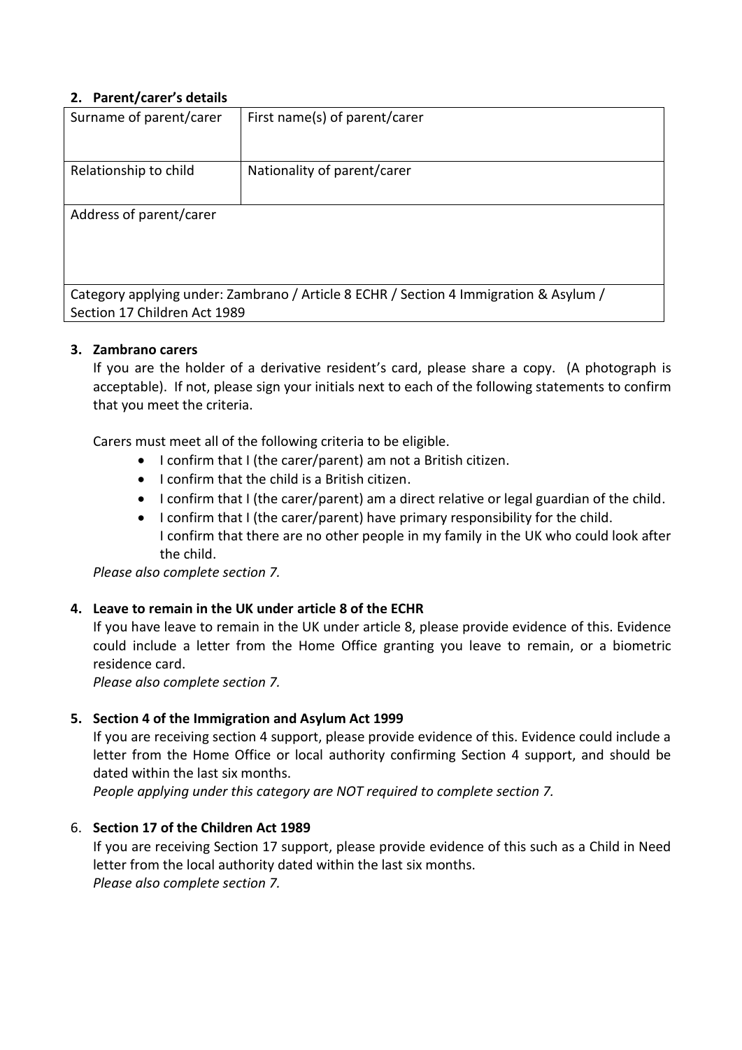## 2. Parent/carer's details

| Surname of parent/carer | First name(s) of parent/carer |
|---|---|
| Relationship to child | Nationality of parent/carer |
| Address of parent/carer | |
| Category applying under: Zambrano / Article 8 ECHR / Section 4 Immigration & Asylum / Section 17 Children Act 1989 | |

## 3. Zambrano carers

If you are the holder of a derivative resident's card, please share a copy. (A photograph is acceptable). If not, please sign your initials next to each of the following statements to confirm that you meet the criteria.

Carers must meet all of the following criteria to be eligible.

- I confirm that I (the carer/parent) am not a British citizen.
- I confirm that the child is a British citizen.
- I confirm that I (the carer/parent) am a direct relative or legal guardian of the child.
- I confirm that I (the carer/parent) have primary responsibility for the child.
  I confirm that there are no other people in my family in the UK who could look after the child.

*Please also complete section 7.*

## 4. Leave to remain in the UK under article 8 of the ECHR

If you have leave to remain in the UK under article 8, please provide evidence of this. Evidence could include a letter from the Home Office granting you leave to remain, or a biometric residence card.

*Please also complete section 7.*

## 5. Section 4 of the Immigration and Asylum Act 1999

If you are receiving section 4 support, please provide evidence of this. Evidence could include a letter from the Home Office or local authority confirming Section 4 support, and should be dated within the last six months.

*People applying under this category are NOT required to complete section 7.*

## 6. Section 17 of the Children Act 1989

If you are receiving Section 17 support, please provide evidence of this such as a Child in Need letter from the local authority dated within the last six months.

*Please also complete section 7.*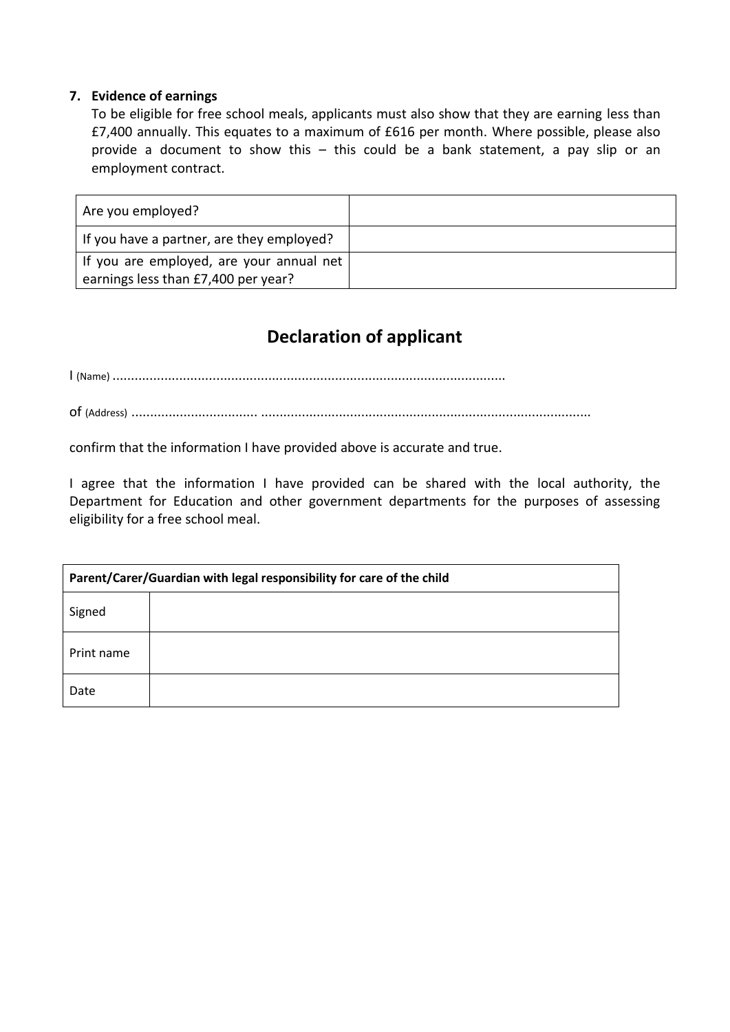7. **Evidence of earnings**

   To be eligible for free school meals, applicants must also show that they are earning less than £7,400 annually. This equates to a maximum of £616 per month. Where possible, please also provide a document to show this – this could be a bank statement, a pay slip or an employment contract.

| | |
|---|---|
| Are you employed? | |
| If you have a partner, are they employed? | |
| If you are employed, are your annual net earnings less than £7,400 per year? | |

## Declaration of applicant

I (Name) ..........................................................................................................

of (Address) .................................. ........................................................................................

confirm that the information I have provided above is accurate and true.

I agree that the information I have provided can be shared with the local authority, the Department for Education and other government departments for the purposes of assessing eligibility for a free school meal.

| **Parent/Carer/Guardian with legal responsibility for care of the child** | |
|---|---|
| Signed | |
| Print name | |
| Date | |